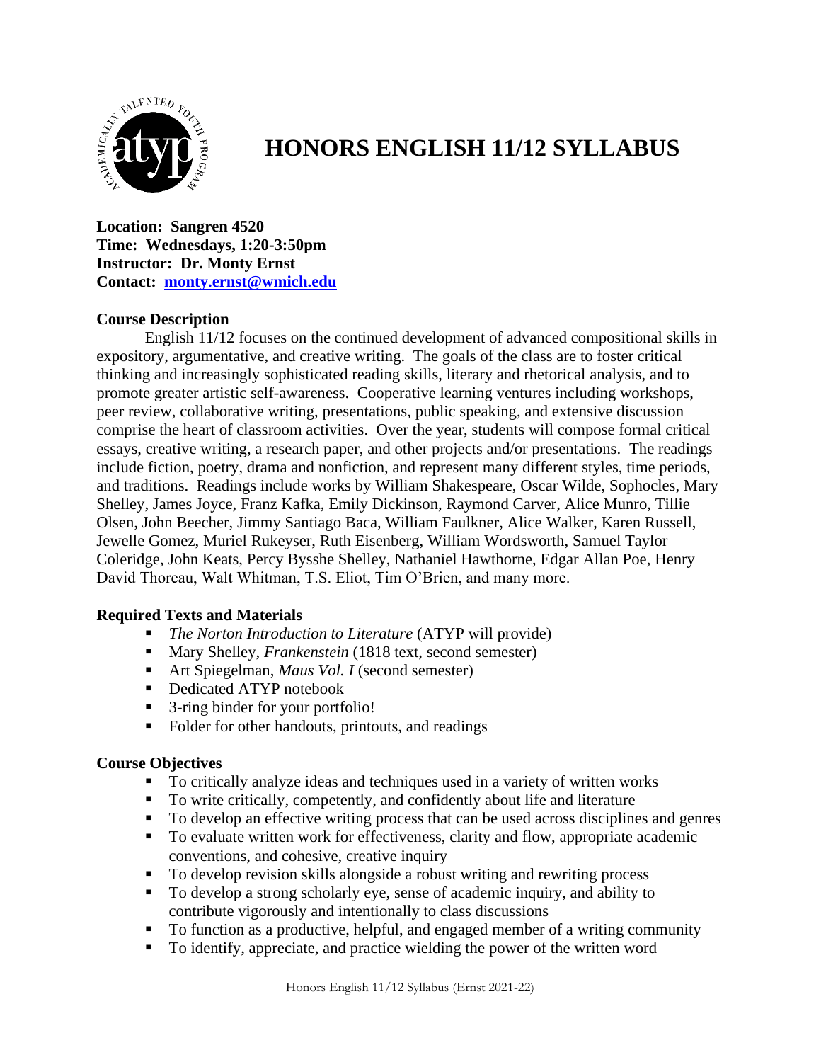# HONORS ENGLISH 11/12 SYLLABUS

**Location: Sangren 4520**
**Time: Wednesdays, 1:20-3:50pm**
**Instructor: Dr. Monty Ernst**
**Contact: [monty.ernst@wmich.edu](mailto:monty.ernst@wmich.edu)**

### Course Description

English 11/12 focuses on the continued development of advanced compositional skills in expository, argumentative, and creative writing. The goals of the class are to foster critical thinking and increasingly sophisticated reading skills, literary and rhetorical analysis, and to promote greater artistic self-awareness. Cooperative learning ventures including workshops, peer review, collaborative writing, presentations, public speaking, and extensive discussion comprise the heart of classroom activities. Over the year, students will compose formal critical essays, creative writing, a research paper, and other projects and/or presentations. The readings include fiction, poetry, drama and nonfiction, and represent many different styles, time periods, and traditions. Readings include works by William Shakespeare, Oscar Wilde, Sophocles, Mary Shelley, James Joyce, Franz Kafka, Emily Dickinson, Raymond Carver, Alice Munro, Tillie Olsen, John Beecher, Jimmy Santiago Baca, William Faulkner, Alice Walker, Karen Russell, Jewelle Gomez, Muriel Rukeyser, Ruth Eisenberg, William Wordsworth, Samuel Taylor Coleridge, John Keats, Percy Bysshe Shelley, Nathaniel Hawthorne, Edgar Allan Poe, Henry David Thoreau, Walt Whitman, T.S. Eliot, Tim O'Brien, and many more.

### Required Texts and Materials

- *The Norton Introduction to Literature* (ATYP will provide)
- Mary Shelley, *Frankenstein* (1818 text, second semester)
- Art Spiegelman, *Maus Vol. I* (second semester)
- Dedicated ATYP notebook
- 3-ring binder for your portfolio!
- Folder for other handouts, printouts, and readings

### Course Objectives

- To critically analyze ideas and techniques used in a variety of written works
- To write critically, competently, and confidently about life and literature
- To develop an effective writing process that can be used across disciplines and genres
- To evaluate written work for effectiveness, clarity and flow, appropriate academic conventions, and cohesive, creative inquiry
- To develop revision skills alongside a robust writing and rewriting process
- To develop a strong scholarly eye, sense of academic inquiry, and ability to contribute vigorously and intentionally to class discussions
- To function as a productive, helpful, and engaged member of a writing community
- To identify, appreciate, and practice wielding the power of the written word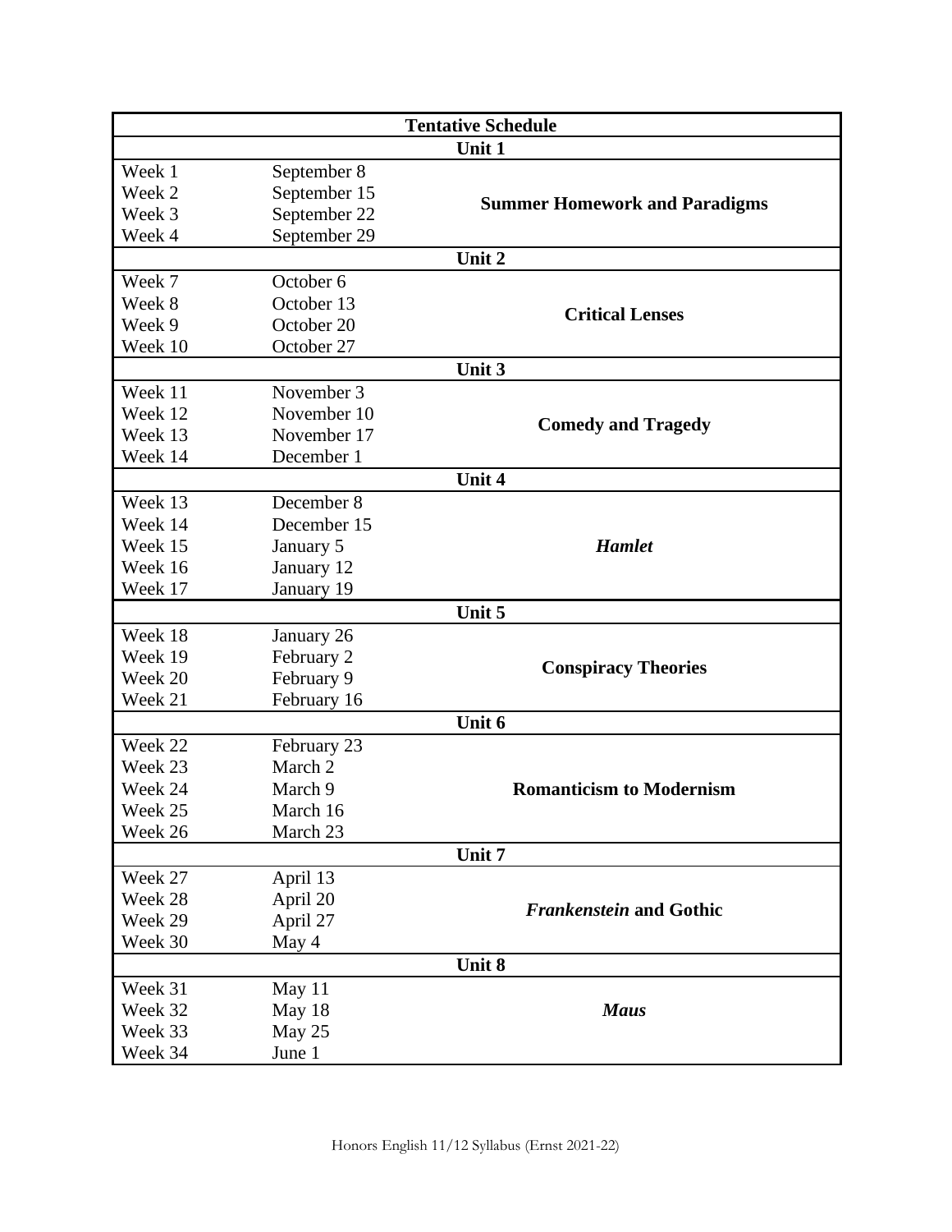| Tentative Schedule | | |
|---|---|---|
| **Unit 1** | | |
| Week 1 | September 8 | **Summer Homework and Paradigms** |
| Week 2 | September 15 | |
| Week 3 | September 22 | |
| Week 4 | September 29 | |
| **Unit 2** | | |
| Week 7 | October 6 | **Critical Lenses** |
| Week 8 | October 13 | |
| Week 9 | October 20 | |
| Week 10 | October 27 | |
| **Unit 3** | | |
| Week 11 | November 3 | **Comedy and Tragedy** |
| Week 12 | November 10 | |
| Week 13 | November 17 | |
| Week 14 | December 1 | |
| **Unit 4** | | |
| Week 13 | December 8 | ***Hamlet*** |
| Week 14 | December 15 | |
| Week 15 | January 5 | |
| Week 16 | January 12 | |
| Week 17 | January 19 | |
| **Unit 5** | | |
| Week 18 | January 26 | **Conspiracy Theories** |
| Week 19 | February 2 | |
| Week 20 | February 9 | |
| Week 21 | February 16 | |
| **Unit 6** | | |
| Week 22 | February 23 | **Romanticism to Modernism** |
| Week 23 | March 2 | |
| Week 24 | March 9 | |
| Week 25 | March 16 | |
| Week 26 | March 23 | |
| **Unit 7** | | |
| Week 27 | April 13 | ***Frankenstein* and Gothic** |
| Week 28 | April 20 | |
| Week 29 | April 27 | |
| Week 30 | May 4 | |
| **Unit 8** | | |
| Week 31 | May 11 | ***Maus*** |
| Week 32 | May 18 | |
| Week 33 | May 25 | |
| Week 34 | June 1 | |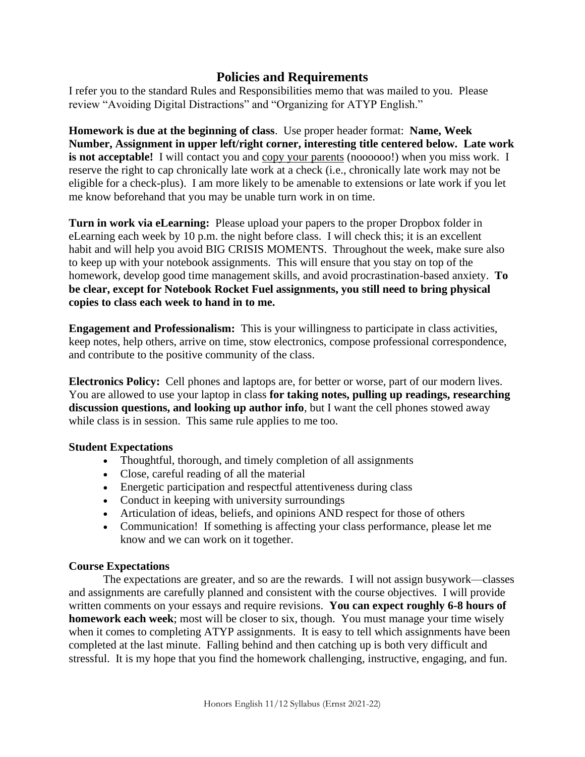## Policies and Requirements

I refer you to the standard Rules and Responsibilities memo that was mailed to you. Please review "Avoiding Digital Distractions" and "Organizing for ATYP English."

**Homework is due at the beginning of class**. Use proper header format: **Name, Week Number, Assignment in upper left/right corner, interesting title centered below. Late work is not acceptable!** I will contact you and <u>copy your parents</u> (noooooo!) when you miss work. I reserve the right to cap chronically late work at a check (i.e., chronically late work may not be eligible for a check-plus). I am more likely to be amenable to extensions or late work if you let me know beforehand that you may be unable turn work in on time.

**Turn in work via eLearning:** Please upload your papers to the proper Dropbox folder in eLearning each week by 10 p.m. the night before class. I will check this; it is an excellent habit and will help you avoid BIG CRISIS MOMENTS. Throughout the week, make sure also to keep up with your notebook assignments. This will ensure that you stay on top of the homework, develop good time management skills, and avoid procrastination-based anxiety. **To be clear, except for Notebook Rocket Fuel assignments, you still need to bring physical copies to class each week to hand in to me.**

**Engagement and Professionalism:** This is your willingness to participate in class activities, keep notes, help others, arrive on time, stow electronics, compose professional correspondence, and contribute to the positive community of the class.

**Electronics Policy:** Cell phones and laptops are, for better or worse, part of our modern lives. You are allowed to use your laptop in class **for taking notes, pulling up readings, researching discussion questions, and looking up author info**, but I want the cell phones stowed away while class is in session. This same rule applies to me too.

**Student Expectations**

- Thoughtful, thorough, and timely completion of all assignments
- Close, careful reading of all the material
- Energetic participation and respectful attentiveness during class
- Conduct in keeping with university surroundings
- Articulation of ideas, beliefs, and opinions AND respect for those of others
- Communication! If something is affecting your class performance, please let me know and we can work on it together.

**Course Expectations**

The expectations are greater, and so are the rewards. I will not assign busywork—classes and assignments are carefully planned and consistent with the course objectives. I will provide written comments on your essays and require revisions. **You can expect roughly 6-8 hours of homework each week**; most will be closer to six, though. You must manage your time wisely when it comes to completing ATYP assignments. It is easy to tell which assignments have been completed at the last minute. Falling behind and then catching up is both very difficult and stressful. It is my hope that you find the homework challenging, instructive, engaging, and fun.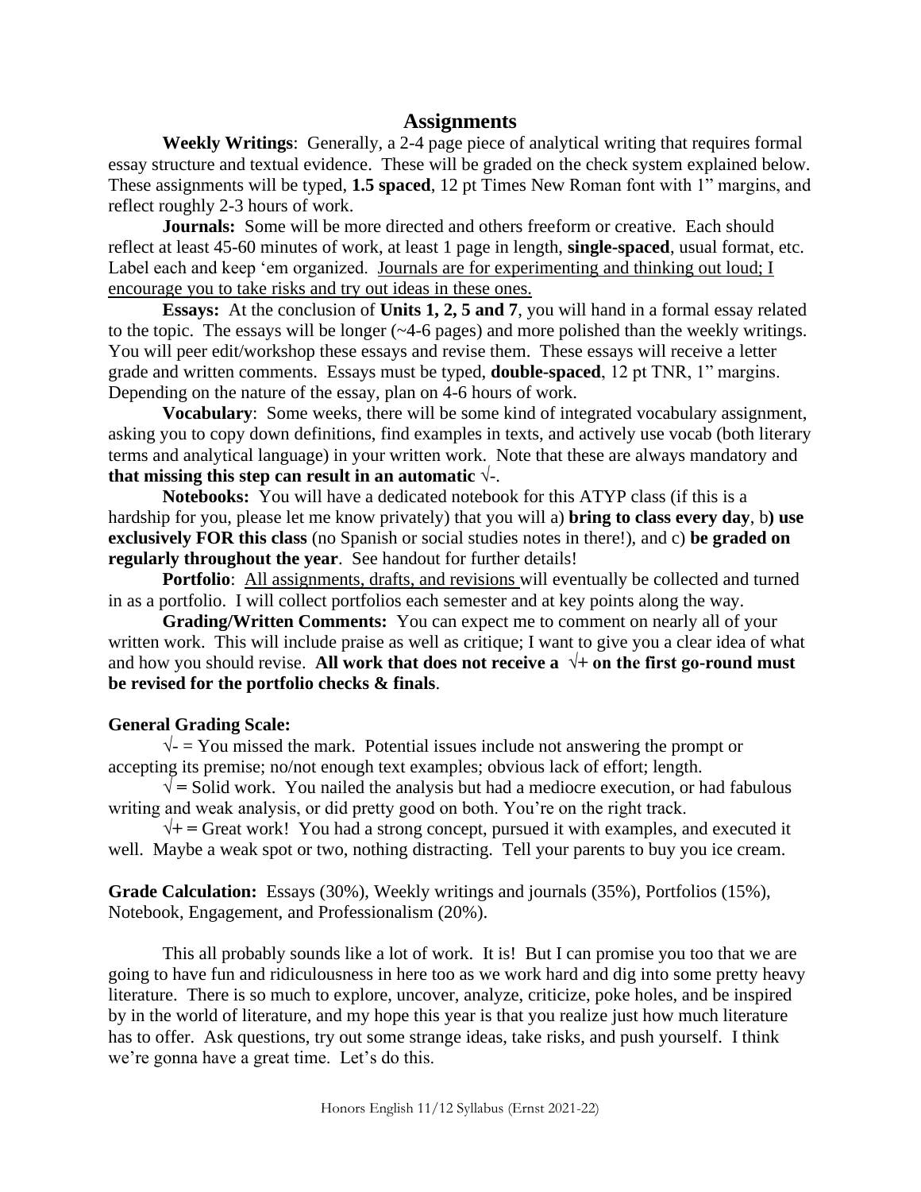## Assignments

**Weekly Writings**: Generally, a 2-4 page piece of analytical writing that requires formal essay structure and textual evidence. These will be graded on the check system explained below. These assignments will be typed, **1.5 spaced**, 12 pt Times New Roman font with 1" margins, and reflect roughly 2-3 hours of work.

**Journals:** Some will be more directed and others freeform or creative. Each should reflect at least 45-60 minutes of work, at least 1 page in length, **single-spaced**, usual format, etc. Label each and keep 'em organized. <u>Journals are for experimenting and thinking out loud; I encourage you to take risks and try out ideas in these ones.</u>

**Essays:** At the conclusion of **Units 1, 2, 5 and 7**, you will hand in a formal essay related to the topic. The essays will be longer (~4-6 pages) and more polished than the weekly writings. You will peer edit/workshop these essays and revise them. These essays will receive a letter grade and written comments. Essays must be typed, **double-spaced**, 12 pt TNR, 1" margins. Depending on the nature of the essay, plan on 4-6 hours of work.

**Vocabulary**: Some weeks, there will be some kind of integrated vocabulary assignment, asking you to copy down definitions, find examples in texts, and actively use vocab (both literary terms and analytical language) in your written work. Note that these are always mandatory and **that missing this step can result in an automatic** √-.

**Notebooks:** You will have a dedicated notebook for this ATYP class (if this is a hardship for you, please let me know privately) that you will a) **bring to class every day**, b**) use exclusively FOR this class** (no Spanish or social studies notes in there!), and c) **be graded on regularly throughout the year**. See handout for further details!

**Portfolio**: <u>All assignments, drafts, and revisions</u> will eventually be collected and turned in as a portfolio. I will collect portfolios each semester and at key points along the way.

**Grading/Written Comments:** You can expect me to comment on nearly all of your written work. This will include praise as well as critique; I want to give you a clear idea of what and how you should revise. **All work that does not receive a √+ on the first go-round must be revised for the portfolio checks & finals**.

**General Grading Scale:**

√- = You missed the mark. Potential issues include not answering the prompt or accepting its premise; no/not enough text examples; obvious lack of effort; length.

√ = Solid work. You nailed the analysis but had a mediocre execution, or had fabulous writing and weak analysis, or did pretty good on both. You're on the right track.

√+ = Great work! You had a strong concept, pursued it with examples, and executed it well. Maybe a weak spot or two, nothing distracting. Tell your parents to buy you ice cream.

**Grade Calculation:** Essays (30%), Weekly writings and journals (35%), Portfolios (15%), Notebook, Engagement, and Professionalism (20%).

This all probably sounds like a lot of work. It is! But I can promise you too that we are going to have fun and ridiculousness in here too as we work hard and dig into some pretty heavy literature. There is so much to explore, uncover, analyze, criticize, poke holes, and be inspired by in the world of literature, and my hope this year is that you realize just how much literature has to offer. Ask questions, try out some strange ideas, take risks, and push yourself. I think we're gonna have a great time. Let's do this.